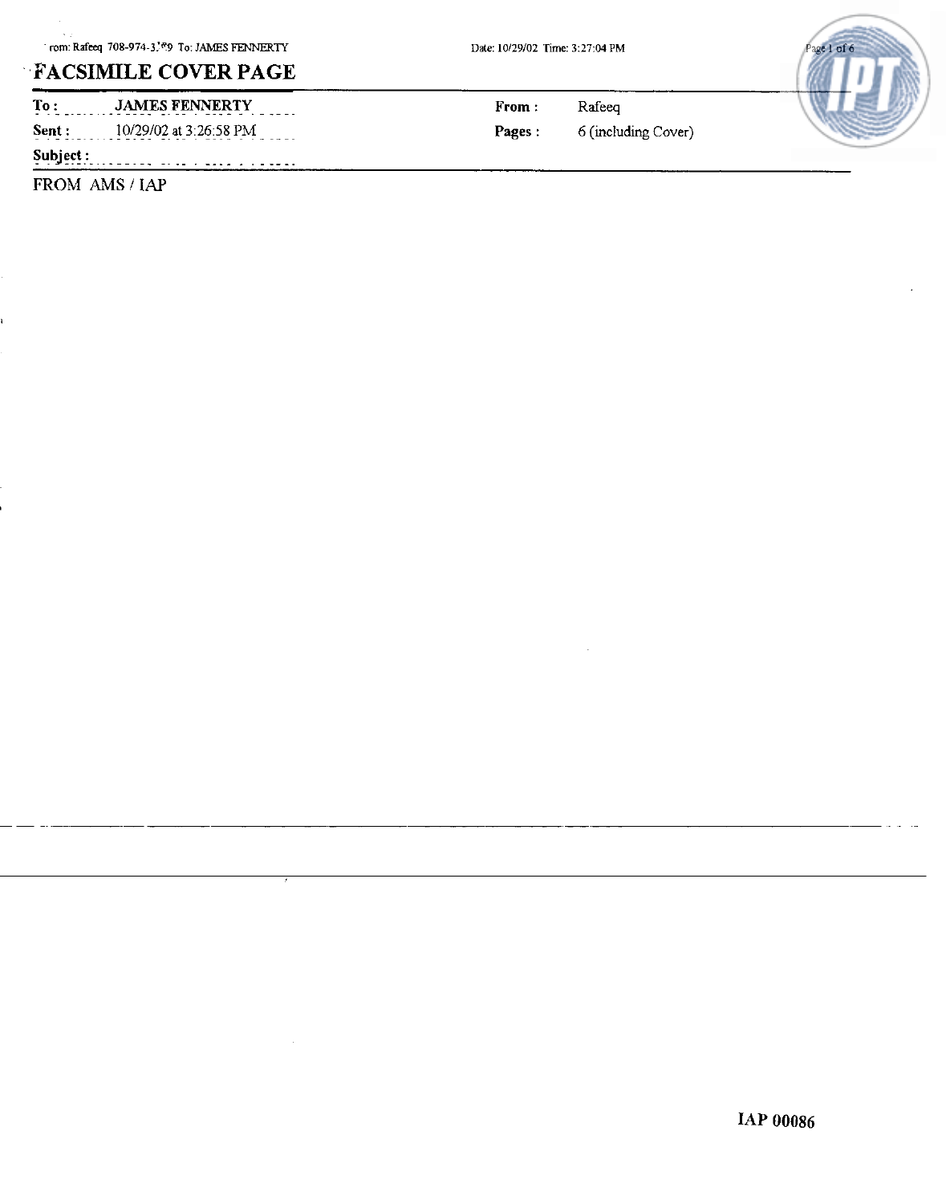# FACSIMILE COVER PAGE

| | | | |
|---|---|---|---|
| **To :** | **JAMES FENNERTY** | **From :** | Rafeeq |
| **Sent :** | 10/29/02 at 3:26:58 PM | **Pages :** | 6 (including Cover) |
| **Subject :** | | | |

FROM AMS / IAP

**IAP 00086**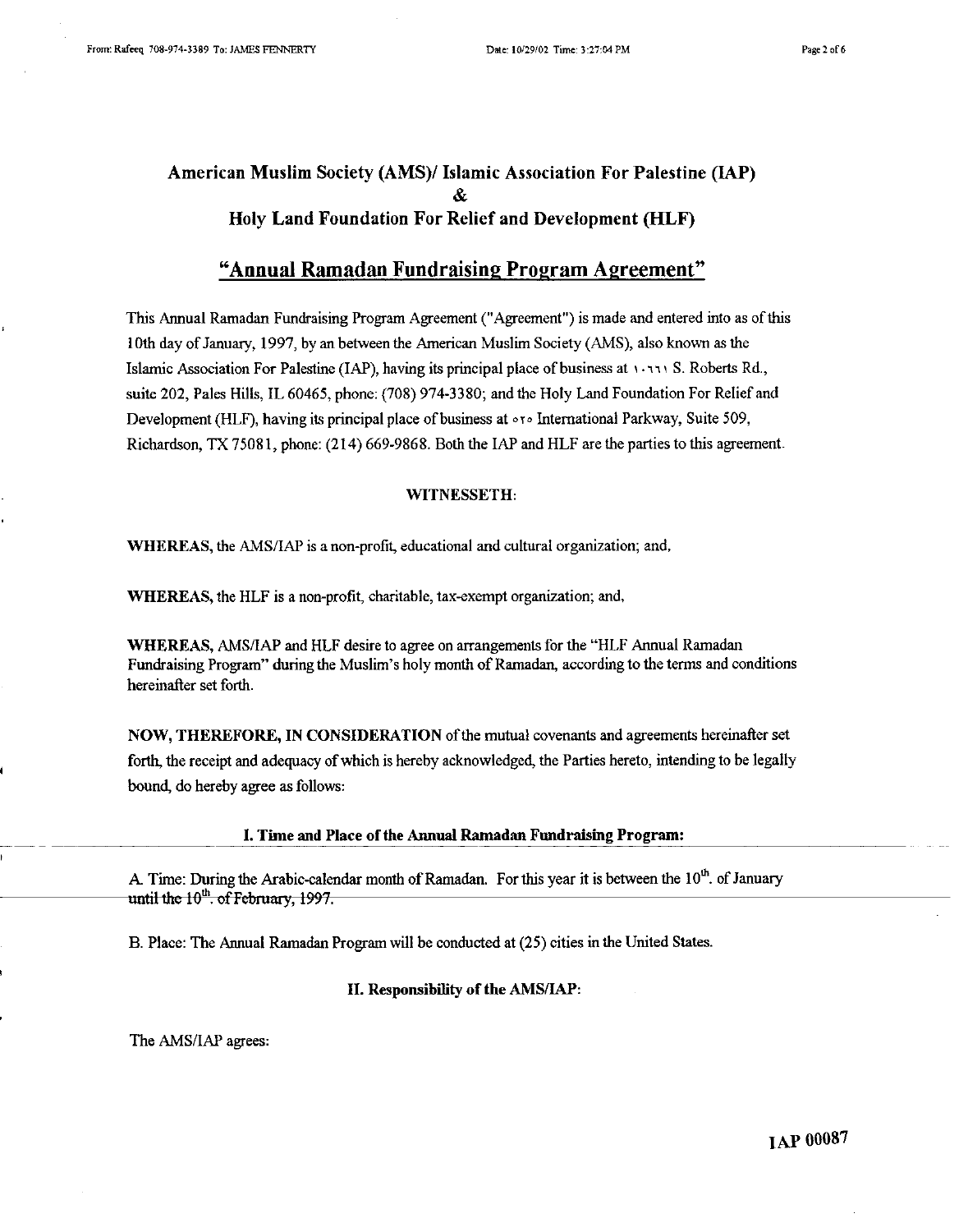## American Muslim Society (AMS)/ Islamic Association For Palestine (IAP)
## &
## Holy Land Foundation For Relief and Development (HLF)

## "Annual Ramadan Fundraising Program Agreement"

This Annual Ramadan Fundraising Program Agreement ("Agreement") is made and entered into as of this 10th day of January, 1997, by an between the American Muslim Society (AMS), also known as the Islamic Association For Palestine (IAP), having its principal place of business at ١٠٦٦١ S. Roberts Rd., suite 202, Pales Hills, IL 60465, phone: (708) 974-3380; and the Holy Land Foundation For Relief and Development (HLF), having its principal place of business at ٥٢٥ International Parkway, Suite 509, Richardson, TX 75081, phone: (214) 669-9868. Both the IAP and HLF are the parties to this agreement.

**WITNESSETH:**

**WHEREAS,** the AMS/IAP is a non-profit, educational and cultural organization; and,

**WHEREAS,** the HLF is a non-profit, charitable, tax-exempt organization; and,

**WHEREAS,** AMS/IAP and HLF desire to agree on arrangements for the "HLF Annual Ramadan Fundraising Program" during the Muslim's holy month of Ramadan, according to the terms and conditions hereinafter set forth.

**NOW, THEREFORE, IN CONSIDERATION** of the mutual covenants and agreements hereinafter set forth, the receipt and adequacy of which is hereby acknowledged, the Parties hereto, intending to be legally bound, do hereby agree as follows:

**I. Time and Place of the Annual Ramadan Fundraising Program:**

A. Time: During the Arabic-calendar month of Ramadan. For this year it is between the 10th. of January until the 10th. of February, 1997.

B. Place: The Annual Ramadan Program will be conducted at (25) cities in the United States.

**II. Responsibility of the AMS/IAP:**

The AMS/IAP agrees:

IAP 00087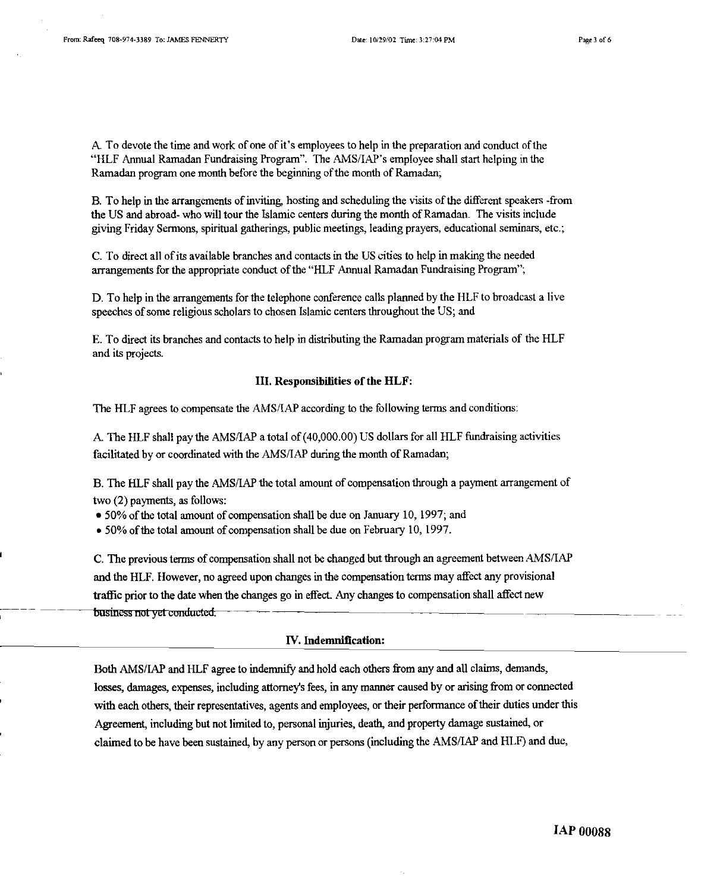A. To devote the time and work of one of it's employees to help in the preparation and conduct of the "HLF Annual Ramadan Fundraising Program". The AMS/IAP's employee shall start helping in the Ramadan program one month before the beginning of the month of Ramadan;

B. To help in the arrangements of inviting, hosting and scheduling the visits of the different speakers -from the US and abroad- who will tour the Islamic centers during the month of Ramadan. The visits include giving Friday Sermons, spiritual gatherings, public meetings, leading prayers, educational seminars, etc.;

C. To direct all of its available branches and contacts in the US cities to help in making the needed arrangements for the appropriate conduct of the "HLF Annual Ramadan Fundraising Program";

D. To help in the arrangements for the telephone conference calls planned by the HLF to broadcast a live speeches of some religious scholars to chosen Islamic centers throughout the US; and

E. To direct its branches and contacts to help in distributing the Ramadan program materials of the HLF and its projects.

### III. Responsibilities of the HLF:

The HLF agrees to compensate the AMS/IAP according to the following terms and conditions:

A. The HLF shall pay the AMS/IAP a total of (40,000.00) US dollars for all HLF fundraising activities facilitated by or coordinated with the AMS/IAP during the month of Ramadan;

B. The HLF shall pay the AMS/IAP the total amount of compensation through a payment arrangement of two (2) payments, as follows:

- 50% of the total amount of compensation shall be due on January 10, 1997; and
- 50% of the total amount of compensation shall be due on February 10, 1997.

C. The previous terms of compensation shall not be changed but through an agreement between AMS/IAP and the HLF. However, no agreed upon changes in the compensation terms may affect any provisional traffic prior to the date when the changes go in effect. Any changes to compensation shall affect new business not yet conducted.

### IV. Indemnification:

Both AMS/IAP and HLF agree to indemnify and hold each others from any and all claims, demands, losses, damages, expenses, including attorney's fees, in any manner caused by or arising from or connected with each others, their representatives, agents and employees, or their performance of their duties under this Agreement, including but not limited to, personal injuries, death, and property damage sustained, or claimed to be have been sustained, by any person or persons (including the AMS/IAP and HLF) and due,

IAP 00088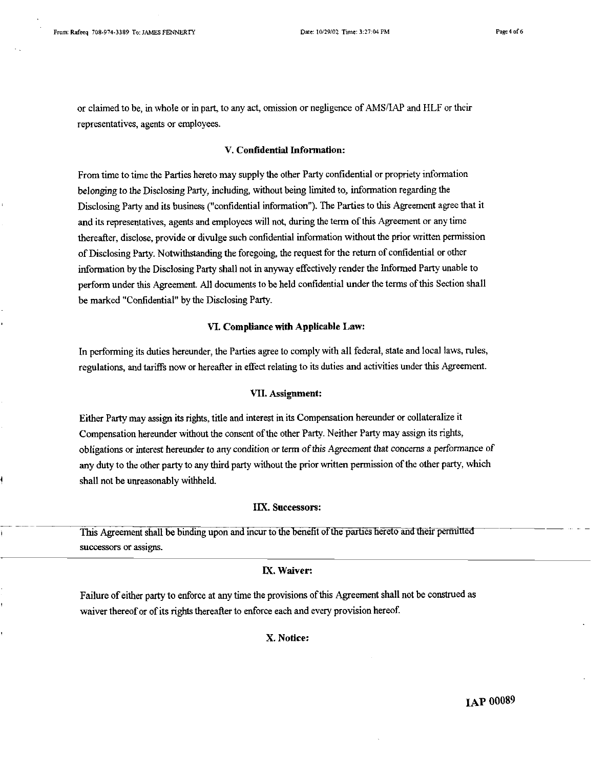or claimed to be, in whole or in part, to any act, omission or negligence of AMS/IAP and HLF or their representatives, agents or employees.

### V. Confidential Information:

From time to time the Parties hereto may supply the other Party confidential or propriety information belonging to the Disclosing Party, including, without being limited to, information regarding the Disclosing Party and its business ("confidential information"). The Parties to this Agreement agree that it and its representatives, agents and employees will not, during the term of this Agreement or any time thereafter, disclose, provide or divulge such confidential information without the prior written permission of Disclosing Party. Notwithstanding the foregoing, the request for the return of confidential or other information by the Disclosing Party shall not in anyway effectively render the Informed Party unable to perform under this Agreement. All documents to be held confidential under the terms of this Section shall be marked "Confidential" by the Disclosing Party.

### VI. Compliance with Applicable Law:

In performing its duties hereunder, the Parties agree to comply with all federal, state and local laws, rules, regulations, and tariffs now or hereafter in effect relating to its duties and activities under this Agreement.

### VII. Assignment:

Either Party may assign its rights, title and interest in its Compensation hereunder or collateralize it Compensation hereunder without the consent of the other Party. Neither Party may assign its rights, obligations or interest hereunder to any condition or term of this Agreement that concerns a performance of any duty to the other party to any third party without the prior written permission of the other party, which shall not be unreasonably withheld.

### IIX. Successors:

This Agreement shall be binding upon and incur to the benefit of the parties hereto and their permitted successors or assigns.

### IX. Waiver:

Failure of either party to enforce at any time the provisions of this Agreement shall not be construed as waiver thereof or of its rights thereafter to enforce each and every provision hereof.

### X. Notice:

IAP 00089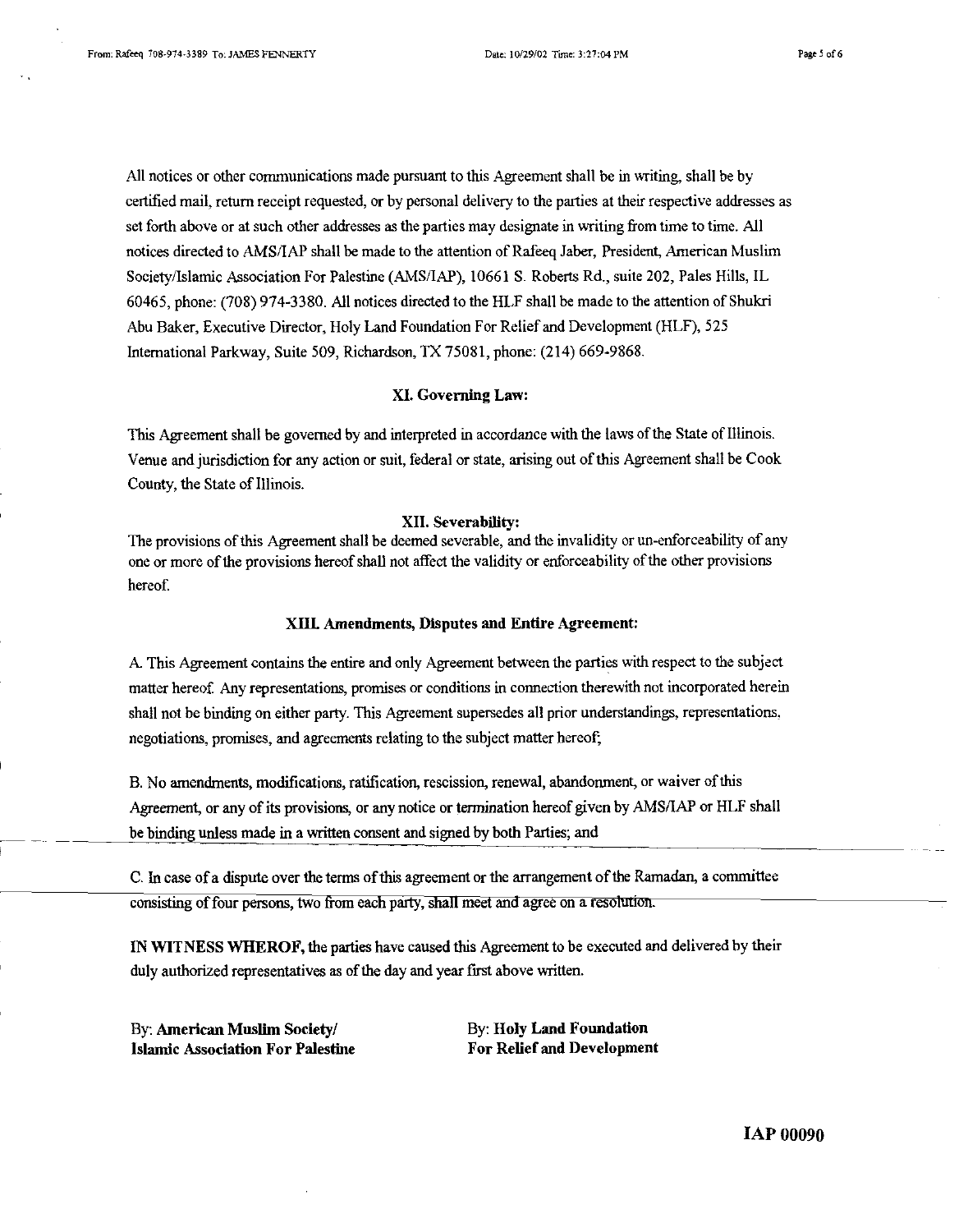All notices or other communications made pursuant to this Agreement shall be in writing, shall be by certified mail, return receipt requested, or by personal delivery to the parties at their respective addresses as set forth above or at such other addresses as the parties may designate in writing from time to time. All notices directed to AMS/IAP shall be made to the attention of Rafeeq Jaber, President, American Muslim Society/Islamic Association For Palestine (AMS/IAP), 10661 S. Roberts Rd., suite 202, Pales Hills, IL 60465, phone: (708) 974-3380. All notices directed to the HLF shall be made to the attention of Shukri Abu Baker, Executive Director, Holy Land Foundation For Relief and Development (HLF), 525 International Parkway, Suite 509, Richardson, TX 75081, phone: (214) 669-9868.

**XI. Governing Law:**

This Agreement shall be governed by and interpreted in accordance with the laws of the State of Illinois. Venue and jurisdiction for any action or suit, federal or state, arising out of this Agreement shall be Cook County, the State of Illinois.

**XII. Severability:**

The provisions of this Agreement shall be deemed severable, and the invalidity or un-enforceability of any one or more of the provisions hereof shall not affect the validity or enforceability of the other provisions hereof.

**XIII. Amendments, Disputes and Entire Agreement:**

A. This Agreement contains the entire and only Agreement between the parties with respect to the subject matter hereof. Any representations, promises or conditions in connection therewith not incorporated herein shall not be binding on either party. This Agreement supersedes all prior understandings, representations, negotiations, promises, and agreements relating to the subject matter hereof;

B. No amendments, modifications, ratification, rescission, renewal, abandonment, or waiver of this Agreement, or any of its provisions, or any notice or termination hereof given by AMS/IAP or HLF shall be binding unless made in a written consent and signed by both Parties; and

C. In case of a dispute over the terms of this agreement or the arrangement of the Ramadan, a committee consisting of four persons, two from each party, shall meet and agree on a resolution.

**IN WITNESS WHEROF,** the parties have caused this Agreement to be executed and delivered by their duly authorized representatives as of the day and year first above written.

By: **American Muslim Society/ Islamic Association For Palestine**

By: **Holy Land Foundation For Relief and Development**

**IAP 00090**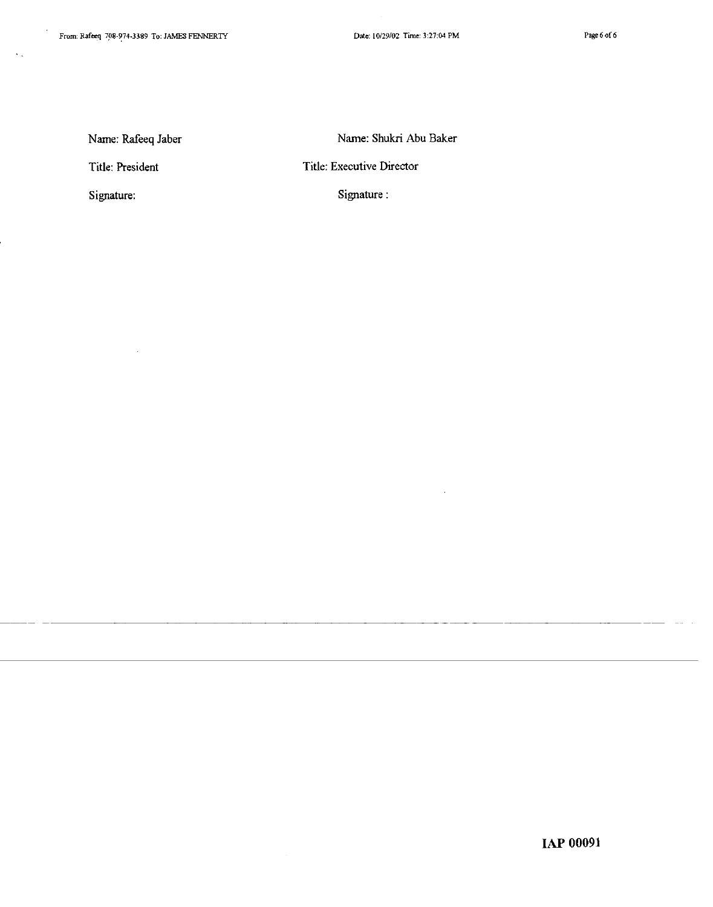| | |
|---|---|
| Name: Rafeeq Jaber | Name: Shukri Abu Baker |
| Title: President | Title: Executive Director |
| Signature: | Signature : |

IAP 00091